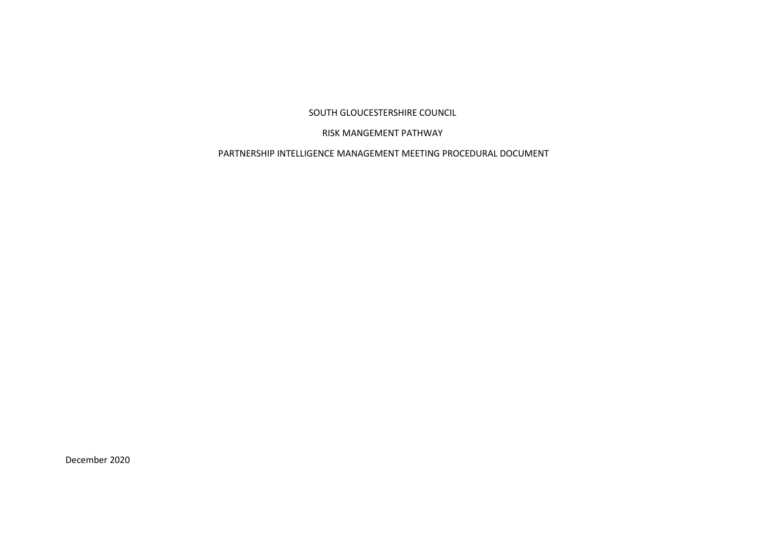# SOUTH GLOUCESTERSHIRE COUNCIL

## RISK MANGEMENT PATHWAY

## PARTNERSHIP INTELLIGENCE MANAGEMENT MEETING PROCEDURAL DOCUMENT

December 2020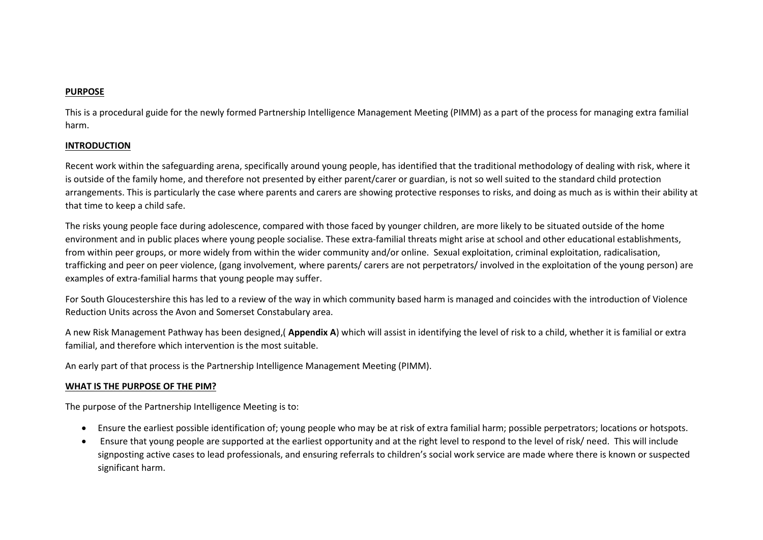## PURPOSE

This is a procedural guide for the newly formed Partnership Intelligence Management Meeting (PIMM) as a part of the process for managing extra familial harm.

## INTRODUCTION

Recent work within the safeguarding arena, specifically around young people, has identified that the traditional methodology of dealing with risk, where it is outside of the family home, and therefore not presented by either parent/carer or guardian, is not so well suited to the standard child protection arrangements. This is particularly the case where parents and carers are showing protective responses to risks, and doing as much as is within their ability at that time to keep a child safe.

The risks young people face during adolescence, compared with those faced by younger children, are more likely to be situated outside of the home environment and in public places where young people socialise. These extra-familial threats might arise at school and other educational establishments, from within peer groups, or more widely from within the wider community and/or online. Sexual exploitation, criminal exploitation, radicalisation, trafficking and peer on peer violence, (gang involvement, where parents/ carers are not perpetrators/ involved in the exploitation of the young person) are examples of extra-familial harms that young people may suffer.

For South Gloucestershire this has led to a review of the way in which community based harm is managed and coincides with the introduction of Violence Reduction Units across the Avon and Somerset Constabulary area.

A new Risk Management Pathway has been designed,( **Appendix A**) which will assist in identifying the level of risk to a child, whether it is familial or extra familial, and therefore which intervention is the most suitable.

An early part of that process is the Partnership Intelligence Management Meeting (PIMM).

## WHAT IS THE PURPOSE OF THE PIM?

The purpose of the Partnership Intelligence Meeting is to:

- Ensure the earliest possible identification of; young people who may be at risk of extra familial harm; possible perpetrators; locations or hotspots.
- Ensure that young people are supported at the earliest opportunity and at the right level to respond to the level of risk/ need. This will include signposting active cases to lead professionals, and ensuring referrals to children's social work service are made where there is known or suspected significant harm.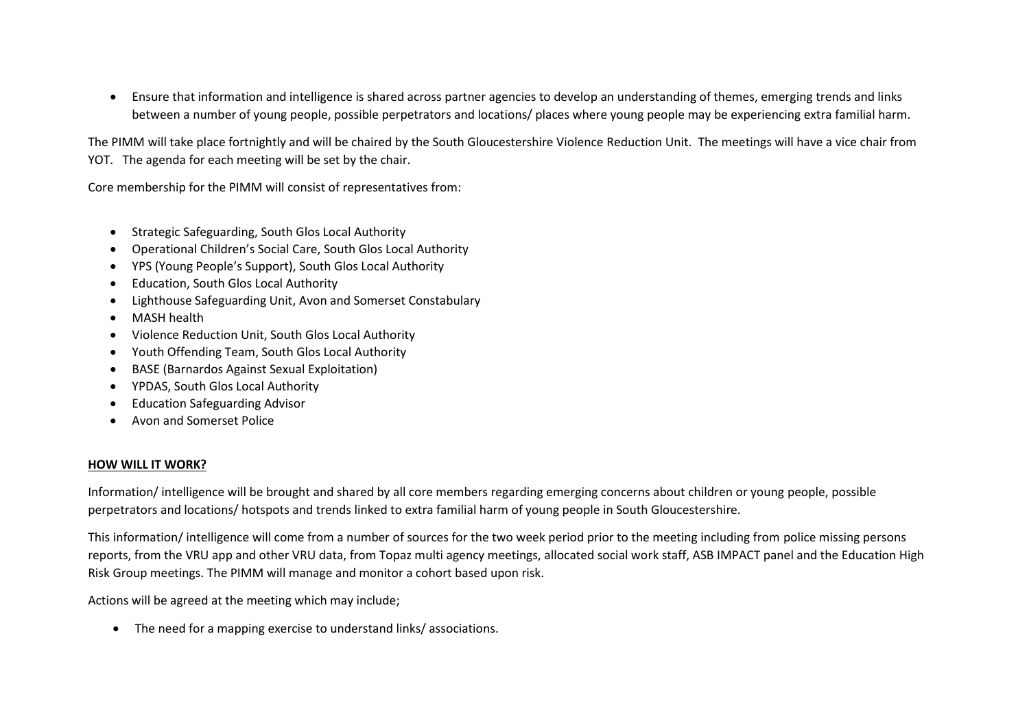- Ensure that information and intelligence is shared across partner agencies to develop an understanding of themes, emerging trends and links between a number of young people, possible perpetrators and locations/ places where young people may be experiencing extra familial harm.

The PIMM will take place fortnightly and will be chaired by the South Gloucestershire Violence Reduction Unit. The meetings will have a vice chair from YOT. The agenda for each meeting will be set by the chair.

Core membership for the PIMM will consist of representatives from:

- Strategic Safeguarding, South Glos Local Authority
- Operational Children's Social Care, South Glos Local Authority
- YPS (Young People's Support), South Glos Local Authority
- Education, South Glos Local Authority
- Lighthouse Safeguarding Unit, Avon and Somerset Constabulary
- MASH health
- Violence Reduction Unit, South Glos Local Authority
- Youth Offending Team, South Glos Local Authority
- BASE (Barnardos Against Sexual Exploitation)
- YPDAS, South Glos Local Authority
- Education Safeguarding Advisor
- Avon and Somerset Police

**HOW WILL IT WORK?**

Information/ intelligence will be brought and shared by all core members regarding emerging concerns about children or young people, possible perpetrators and locations/ hotspots and trends linked to extra familial harm of young people in South Gloucestershire.

This information/ intelligence will come from a number of sources for the two week period prior to the meeting including from police missing persons reports, from the VRU app and other VRU data, from Topaz multi agency meetings, allocated social work staff, ASB IMPACT panel and the Education High Risk Group meetings. The PIMM will manage and monitor a cohort based upon risk.

Actions will be agreed at the meeting which may include;

- The need for a mapping exercise to understand links/ associations.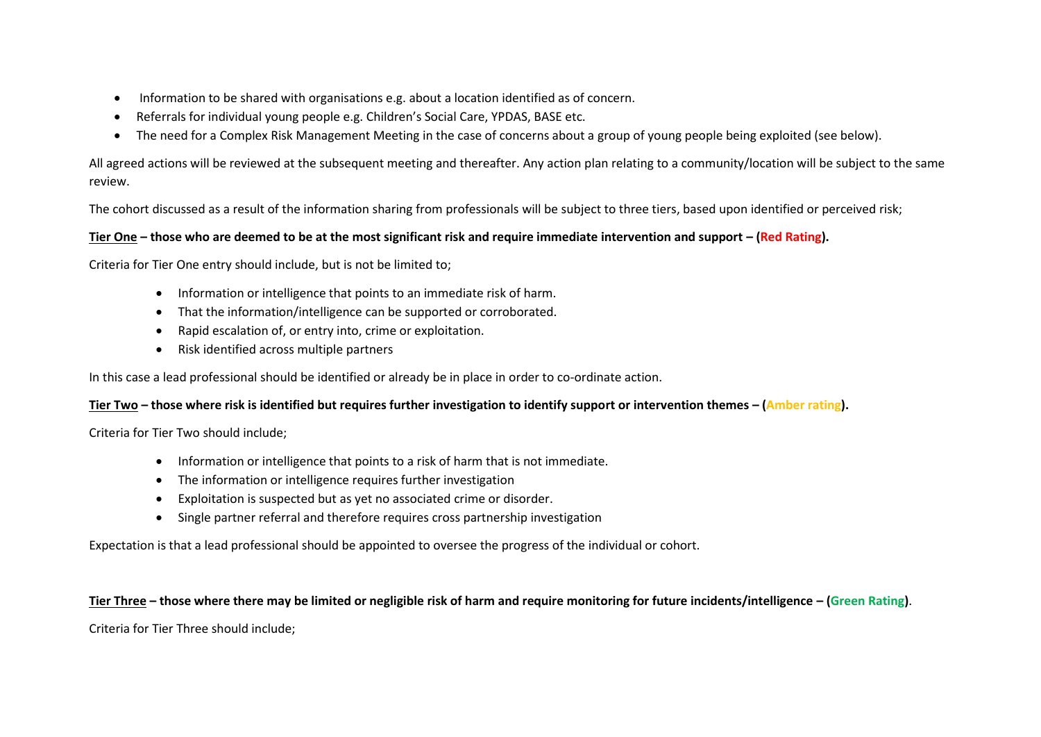- Information to be shared with organisations e.g. about a location identified as of concern.
- Referrals for individual young people e.g. Children's Social Care, YPDAS, BASE etc.
- The need for a Complex Risk Management Meeting in the case of concerns about a group of young people being exploited (see below).

All agreed actions will be reviewed at the subsequent meeting and thereafter. Any action plan relating to a community/location will be subject to the same review.

The cohort discussed as a result of the information sharing from professionals will be subject to three tiers, based upon identified or perceived risk;

**Tier One – those who are deemed to be at the most significant risk and require immediate intervention and support – (Red Rating).**

Criteria for Tier One entry should include, but is not be limited to;

- Information or intelligence that points to an immediate risk of harm.
- That the information/intelligence can be supported or corroborated.
- Rapid escalation of, or entry into, crime or exploitation.
- Risk identified across multiple partners

In this case a lead professional should be identified or already be in place in order to co-ordinate action.

**Tier Two – those where risk is identified but requires further investigation to identify support or intervention themes – (Amber rating).**

Criteria for Tier Two should include;

- Information or intelligence that points to a risk of harm that is not immediate.
- The information or intelligence requires further investigation
- Exploitation is suspected but as yet no associated crime or disorder.
- Single partner referral and therefore requires cross partnership investigation

Expectation is that a lead professional should be appointed to oversee the progress of the individual or cohort.

**Tier Three – those where there may be limited or negligible risk of harm and require monitoring for future incidents/intelligence – (Green Rating)**.

Criteria for Tier Three should include;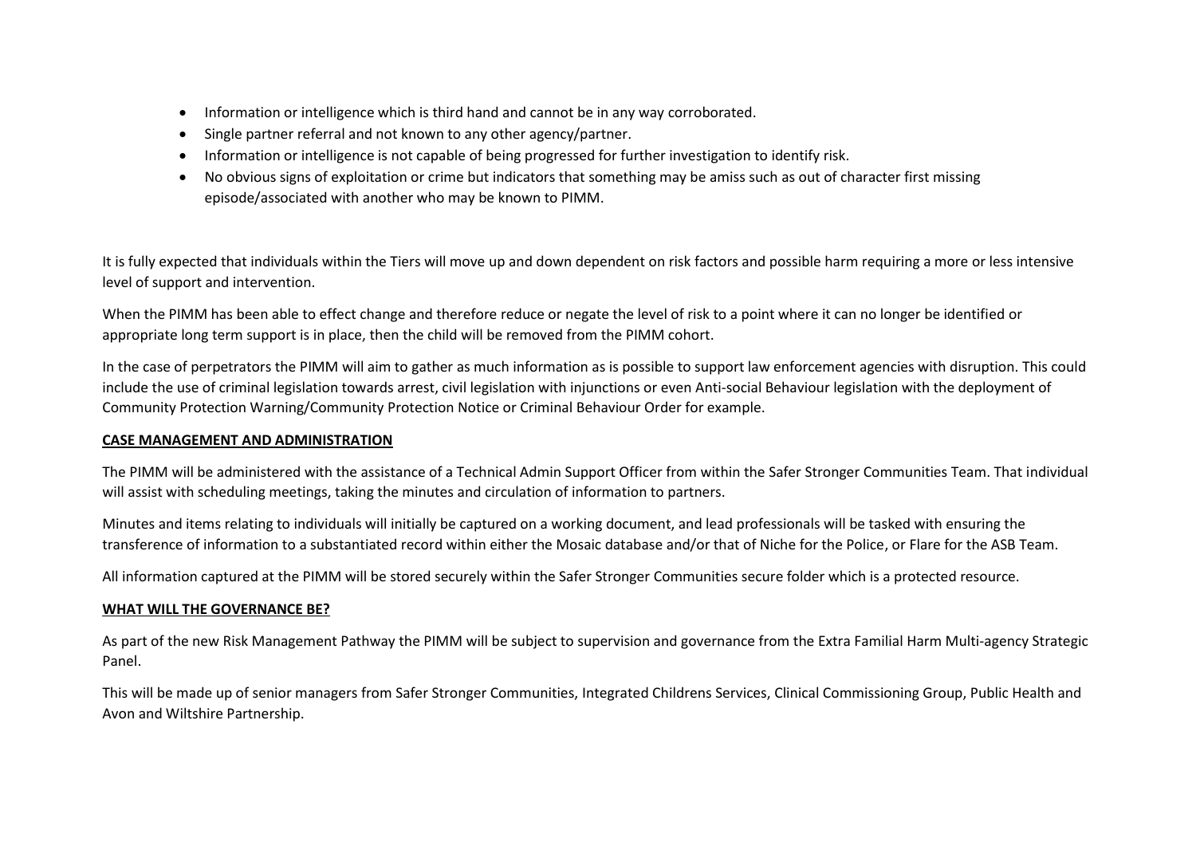- Information or intelligence which is third hand and cannot be in any way corroborated.
- Single partner referral and not known to any other agency/partner.
- Information or intelligence is not capable of being progressed for further investigation to identify risk.
- No obvious signs of exploitation or crime but indicators that something may be amiss such as out of character first missing episode/associated with another who may be known to PIMM.

It is fully expected that individuals within the Tiers will move up and down dependent on risk factors and possible harm requiring a more or less intensive level of support and intervention.

When the PIMM has been able to effect change and therefore reduce or negate the level of risk to a point where it can no longer be identified or appropriate long term support is in place, then the child will be removed from the PIMM cohort.

In the case of perpetrators the PIMM will aim to gather as much information as is possible to support law enforcement agencies with disruption. This could include the use of criminal legislation towards arrest, civil legislation with injunctions or even Anti-social Behaviour legislation with the deployment of Community Protection Warning/Community Protection Notice or Criminal Behaviour Order for example.

**CASE MANAGEMENT AND ADMINISTRATION**

The PIMM will be administered with the assistance of a Technical Admin Support Officer from within the Safer Stronger Communities Team. That individual will assist with scheduling meetings, taking the minutes and circulation of information to partners.

Minutes and items relating to individuals will initially be captured on a working document, and lead professionals will be tasked with ensuring the transference of information to a substantiated record within either the Mosaic database and/or that of Niche for the Police, or Flare for the ASB Team.

All information captured at the PIMM will be stored securely within the Safer Stronger Communities secure folder which is a protected resource.

**WHAT WILL THE GOVERNANCE BE?**

As part of the new Risk Management Pathway the PIMM will be subject to supervision and governance from the Extra Familial Harm Multi-agency Strategic Panel.

This will be made up of senior managers from Safer Stronger Communities, Integrated Childrens Services, Clinical Commissioning Group, Public Health and Avon and Wiltshire Partnership.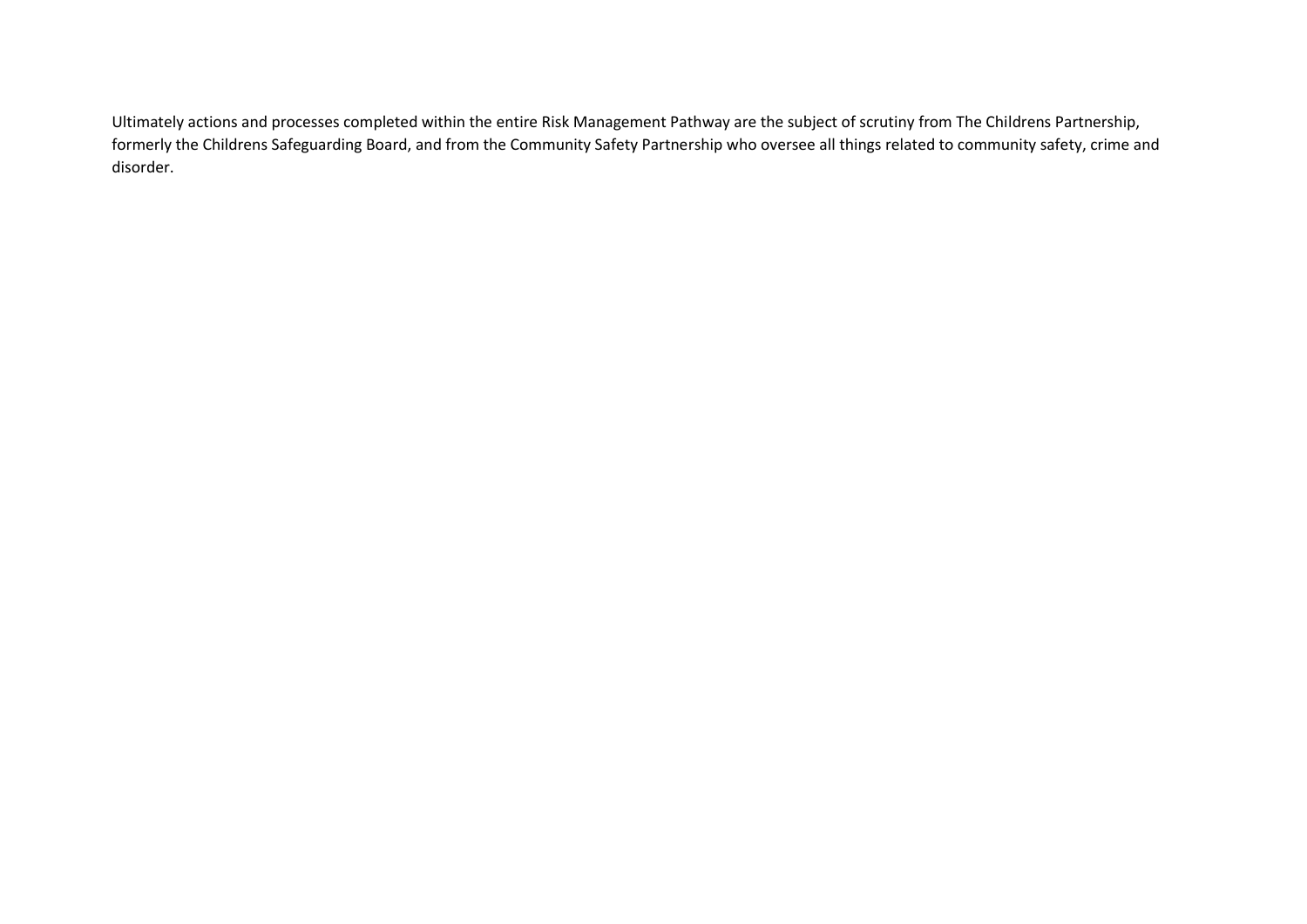Ultimately actions and processes completed within the entire Risk Management Pathway are the subject of scrutiny from The Childrens Partnership, formerly the Childrens Safeguarding Board, and from the Community Safety Partnership who oversee all things related to community safety, crime and disorder.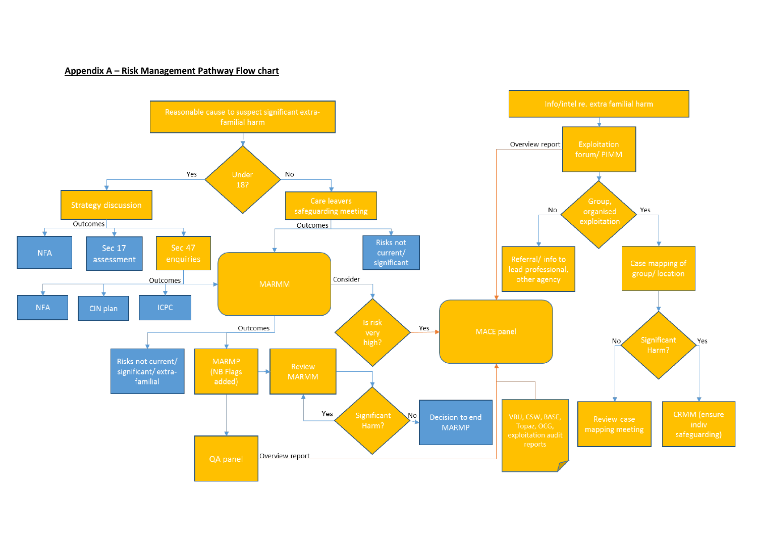**Appendix A – Risk Management Pathway Flow chart**

Reasonable cause to suspect significant extra-familial harm

Under 18?

Yes

No

Strategy discussion

Outcomes

NFA

Sec 17 assessment

Sec 47 enquiries

Outcomes

NFA

CIN plan

ICPC

Care leavers safeguarding meeting

Outcomes

Risks not current/ significant

MARMM

Consider

Is risk very high?

Yes

MACE panel

Outcomes

Risks not current/ significant/ extra-familial

MARMP (NB Flags added)

Review MARMM

Significant Harm?

Yes

No

Decision to end MARMP

QA panel

Overview report

VRU, CSW, BASE, Topaz, OCG, exploitation audit reports

Info/intel re. extra familial harm

Exploitation forum/ PIMM

Overview report

Group, organised exploitation

No

Yes

Referral/ info to lead professional, other agency

Case mapping of group/ location

Significant Harm?

No

Yes

Review case mapping meeting

CRMM (ensure indiv safeguarding)